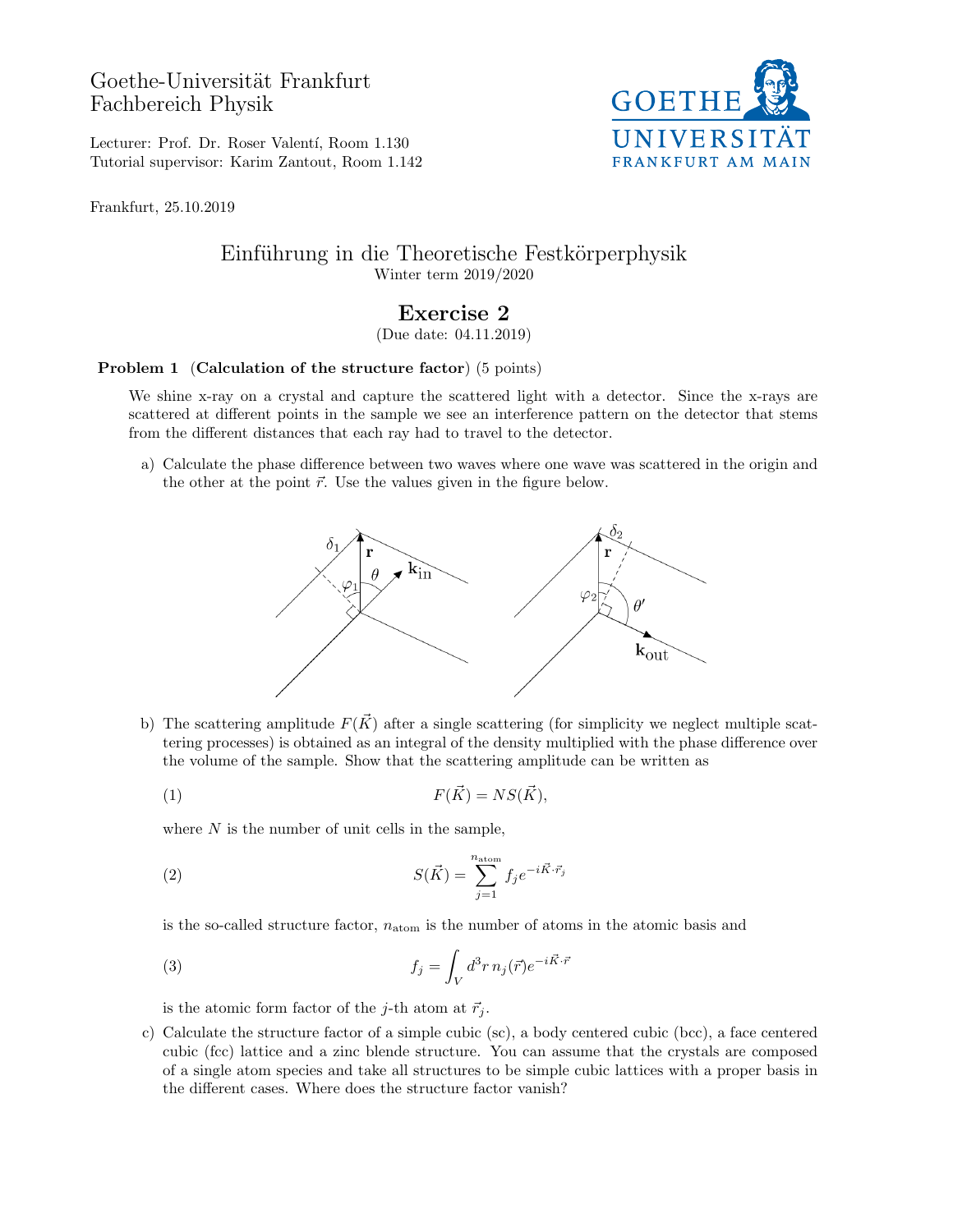Goethe-Universität Frankfurt
Fachbereich Physik

Lecturer: Prof. Dr. Roser Valentí, Room 1.130
Tutorial supervisor: Karim Zantout, Room 1.142

Frankfurt, 25.10.2019

# Einführung in die Theoretische Festkörperphysik

Winter term 2019/2020

## Exercise 2

(Due date: 04.11.2019)

**Problem 1** (**Calculation of the structure factor**) (5 points)

We shine x-ray on a crystal and capture the scattered light with a detector. Since the x-rays are scattered at different points in the sample we see an interference pattern on the detector that stems from the different distances that each ray had to travel to the detector.

a) Calculate the phase difference between two waves where one wave was scattered in the origin and the other at the point $\vec{r}$. Use the values given in the figure below.

b) The scattering amplitude $F(\vec{K})$ after a single scattering (for simplicity we neglect multiple scattering processes) is obtained as an integral of the density multiplied with the phase difference over the volume of the sample. Show that the scattering amplitude can be written as

$$F(\vec{K}) = NS(\vec{K}), \tag{1}$$

where $N$ is the number of unit cells in the sample,

$$S(\vec{K}) = \sum_{j=1}^{n_{\text{atom}}} f_j e^{-i\vec{K}\cdot\vec{r}_j} \tag{2}$$

is the so-called structure factor, $n_{\text{atom}}$ is the number of atoms in the atomic basis and

$$f_j = \int_V d^3r \, n_j(\vec{r}) e^{-i\vec{K}\cdot\vec{r}} \tag{3}$$

is the atomic form factor of the $j$-th atom at $\vec{r}_j$.

c) Calculate the structure factor of a simple cubic (sc), a body centered cubic (bcc), a face centered cubic (fcc) lattice and a zinc blende structure. You can assume that the crystals are composed of a single atom species and take all structures to be simple cubic lattices with a proper basis in the different cases. Where does the structure factor vanish?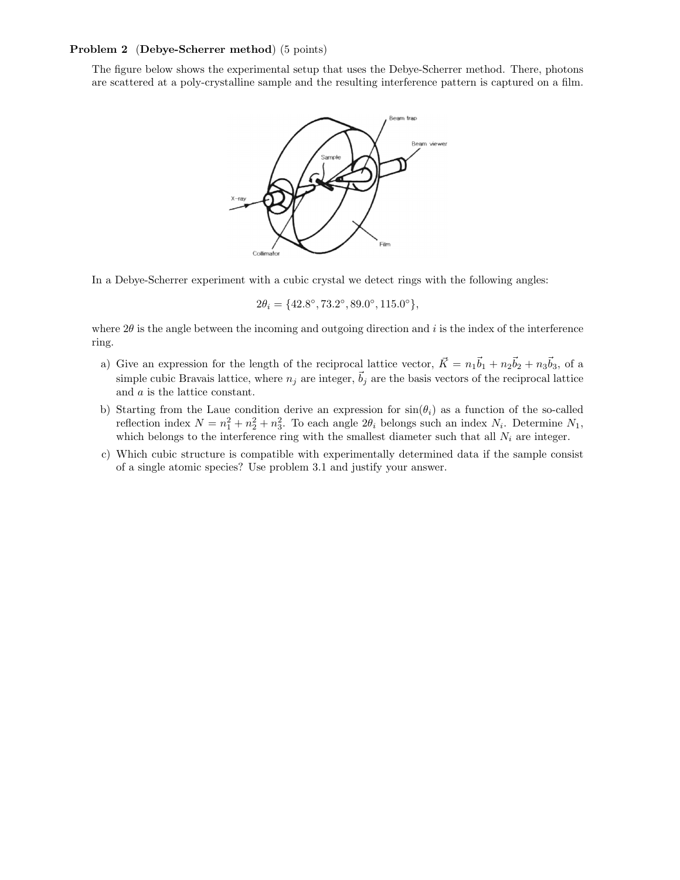**Problem 2** (**Debye-Scherrer method**) (5 points)

The figure below shows the experimental setup that uses the Debye-Scherrer method. There, photons are scattered at a poly-crystalline sample and the resulting interference pattern is captured on a film.

Beam trap

Beam viewer

Sample

X-ray

Film

Collimator

In a Debye-Scherrer experiment with a cubic crystal we detect rings with the following angles:

$$2\theta_i = \{42.8°, 73.2°, 89.0°, 115.0°\},$$

where $2\theta$ is the angle between the incoming and outgoing direction and $i$ is the index of the interference ring.

a) Give an expression for the length of the reciprocal lattice vector, $\vec{K} = n_1\vec{b}_1 + n_2\vec{b}_2 + n_3\vec{b}_3$, of a simple cubic Bravais lattice, where $n_j$ are integer, $\vec{b}_j$ are the basis vectors of the reciprocal lattice and $a$ is the lattice constant.

b) Starting from the Laue condition derive an expression for $\sin(\theta_i)$ as a function of the so-called reflection index $N = n_1^2 + n_2^2 + n_3^2$. To each angle $2\theta_i$ belongs such an index $N_i$. Determine $N_1$, which belongs to the interference ring with the smallest diameter such that all $N_i$ are integer.

c) Which cubic structure is compatible with experimentally determined data if the sample consist of a single atomic species? Use problem 3.1 and justify your answer.